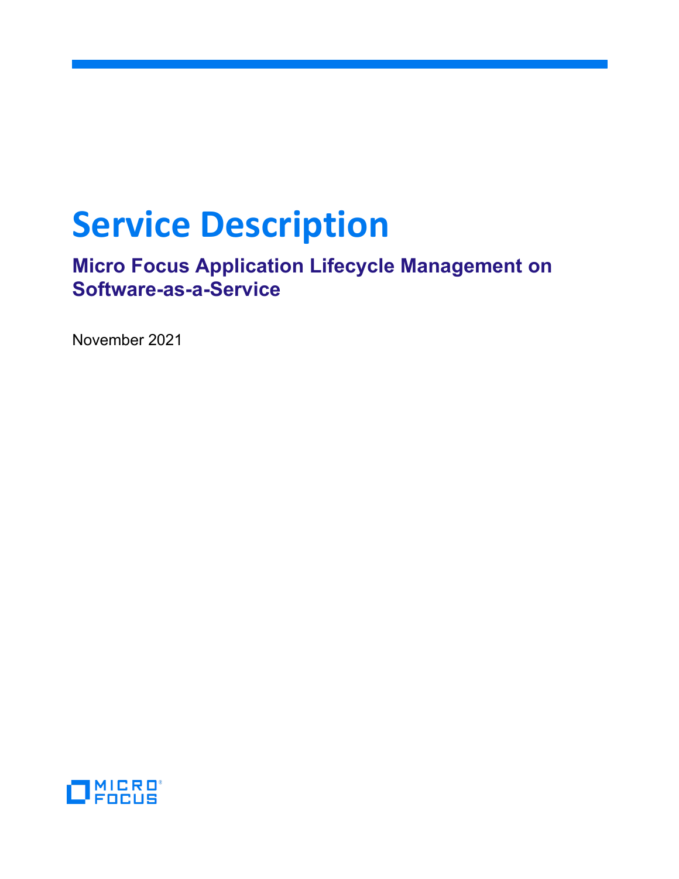# Service Description

## Micro Focus Application Lifecycle Management on Software-as-a-Service

November 2021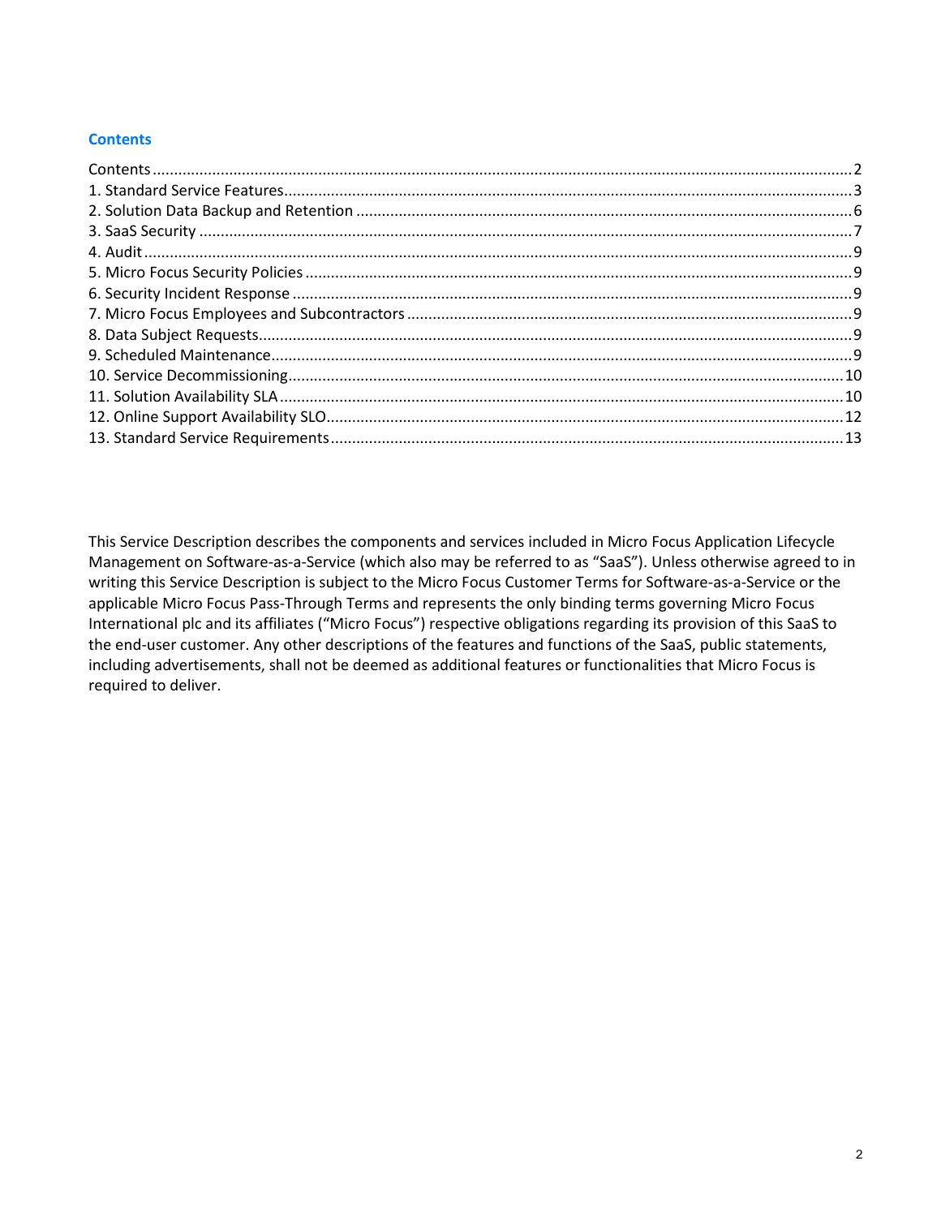## Contents

- Contents ... 2
- 1. Standard Service Features ... 3
- 2. Solution Data Backup and Retention ... 6
- 3. SaaS Security ... 7
- 4. Audit ... 9
- 5. Micro Focus Security Policies ... 9
- 6. Security Incident Response ... 9
- 7. Micro Focus Employees and Subcontractors ... 9
- 8. Data Subject Requests ... 9
- 9. Scheduled Maintenance ... 9
- 10. Service Decommissioning ... 10
- 11. Solution Availability SLA ... 10
- 12. Online Support Availability SLO ... 12
- 13. Standard Service Requirements ... 13

This Service Description describes the components and services included in Micro Focus Application Lifecycle Management on Software-as-a-Service (which also may be referred to as "SaaS"). Unless otherwise agreed to in writing this Service Description is subject to the Micro Focus Customer Terms for Software-as-a-Service or the applicable Micro Focus Pass-Through Terms and represents the only binding terms governing Micro Focus International plc and its affiliates ("Micro Focus") respective obligations regarding its provision of this SaaS to the end-user customer. Any other descriptions of the features and functions of the SaaS, public statements, including advertisements, shall not be deemed as additional features or functionalities that Micro Focus is required to deliver.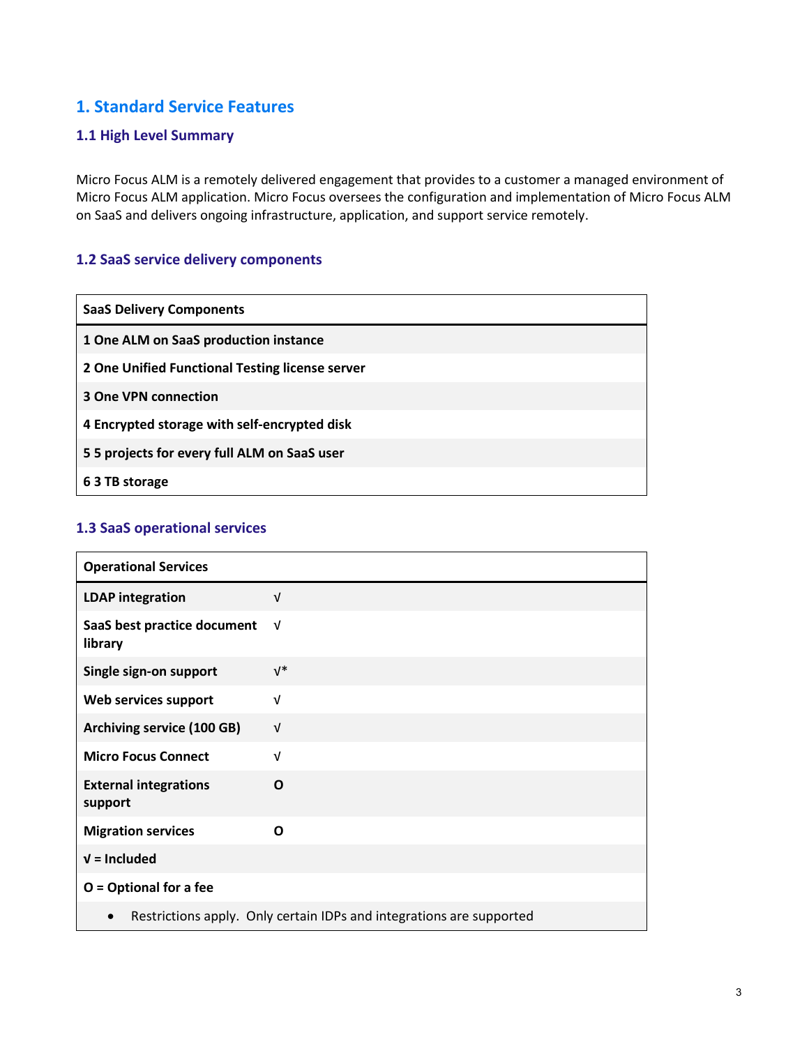# 1. Standard Service Features

## 1.1 High Level Summary

Micro Focus ALM is a remotely delivered engagement that provides to a customer a managed environment of Micro Focus ALM application. Micro Focus oversees the configuration and implementation of Micro Focus ALM on SaaS and delivers ongoing infrastructure, application, and support service remotely.

## 1.2 SaaS service delivery components

| SaaS Delivery Components |
|---|
| 1 One ALM on SaaS production instance |
| 2 One Unified Functional Testing license server |
| 3 One VPN connection |
| 4 Encrypted storage with self-encrypted disk |
| 5 5 projects for every full ALM on SaaS user |
| 6 3 TB storage |

## 1.3 SaaS operational services

| Operational Services | |
|---|---|
| LDAP integration | √ |
| SaaS best practice document library | √ |
| Single sign-on support | √* |
| Web services support | √ |
| Archiving service (100 GB) | √ |
| Micro Focus Connect | √ |
| External integrations support | O |
| Migration services | O |
| √ = Included | |
| O = Optional for a fee | |
| • Restrictions apply. Only certain IDPs and integrations are supported | |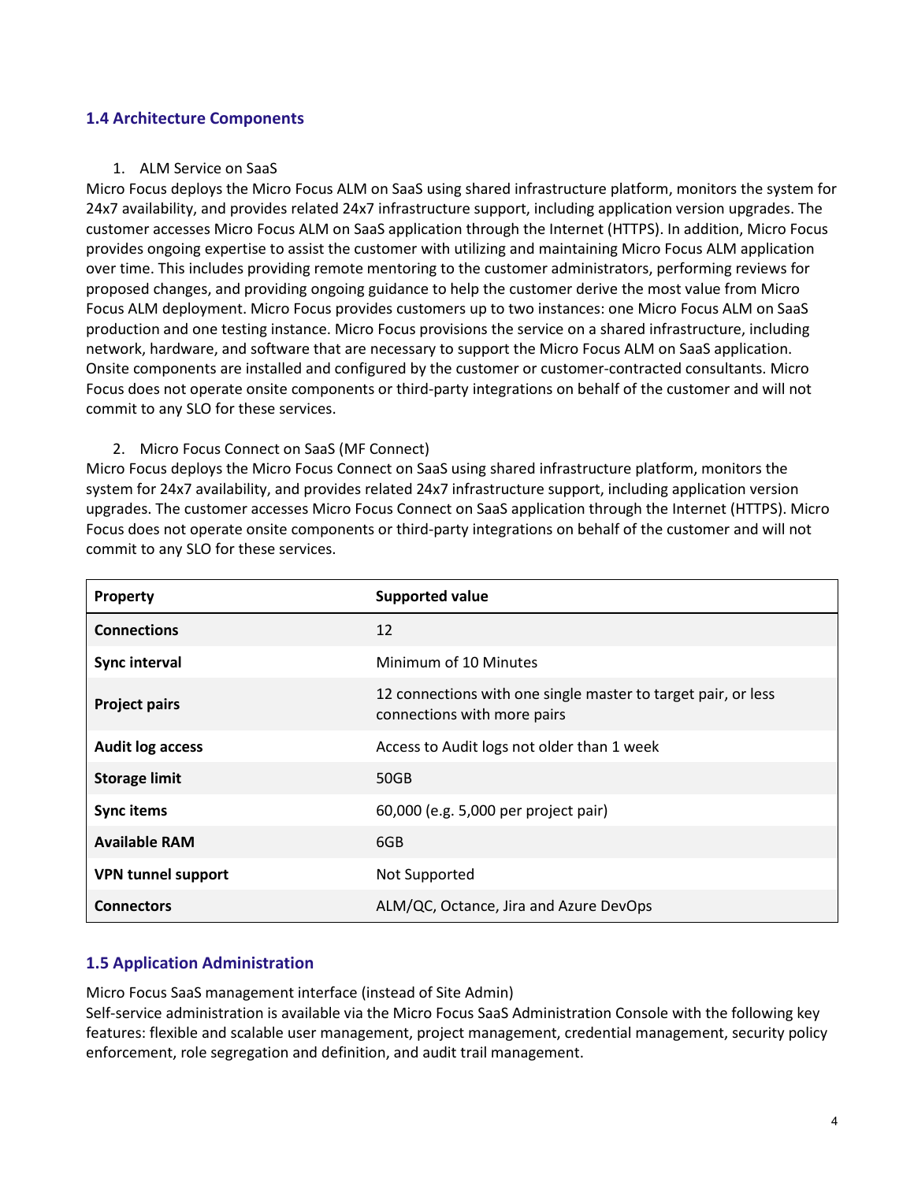### 1.4 Architecture Components

1. ALM Service on SaaS

Micro Focus deploys the Micro Focus ALM on SaaS using shared infrastructure platform, monitors the system for 24x7 availability, and provides related 24x7 infrastructure support, including application version upgrades. The customer accesses Micro Focus ALM on SaaS application through the Internet (HTTPS). In addition, Micro Focus provides ongoing expertise to assist the customer with utilizing and maintaining Micro Focus ALM application over time. This includes providing remote mentoring to the customer administrators, performing reviews for proposed changes, and providing ongoing guidance to help the customer derive the most value from Micro Focus ALM deployment. Micro Focus provides customers up to two instances: one Micro Focus ALM on SaaS production and one testing instance. Micro Focus provisions the service on a shared infrastructure, including network, hardware, and software that are necessary to support the Micro Focus ALM on SaaS application. Onsite components are installed and configured by the customer or customer-contracted consultants. Micro Focus does not operate onsite components or third-party integrations on behalf of the customer and will not commit to any SLO for these services.

2. Micro Focus Connect on SaaS (MF Connect)

Micro Focus deploys the Micro Focus Connect on SaaS using shared infrastructure platform, monitors the system for 24x7 availability, and provides related 24x7 infrastructure support, including application version upgrades. The customer accesses Micro Focus Connect on SaaS application through the Internet (HTTPS). Micro Focus does not operate onsite components or third-party integrations on behalf of the customer and will not commit to any SLO for these services.

| Property | Supported value |
| --- | --- |
| **Connections** | 12 |
| **Sync interval** | Minimum of 10 Minutes |
| **Project pairs** | 12 connections with one single master to target pair, or less connections with more pairs |
| **Audit log access** | Access to Audit logs not older than 1 week |
| **Storage limit** | 50GB |
| **Sync items** | 60,000 (e.g. 5,000 per project pair) |
| **Available RAM** | 6GB |
| **VPN tunnel support** | Not Supported |
| **Connectors** | ALM/QC, Octane, Jira and Azure DevOps |

### 1.5 Application Administration

Micro Focus SaaS management interface (instead of Site Admin)
Self-service administration is available via the Micro Focus SaaS Administration Console with the following key features: flexible and scalable user management, project management, credential management, security policy enforcement, role segregation and definition, and audit trail management.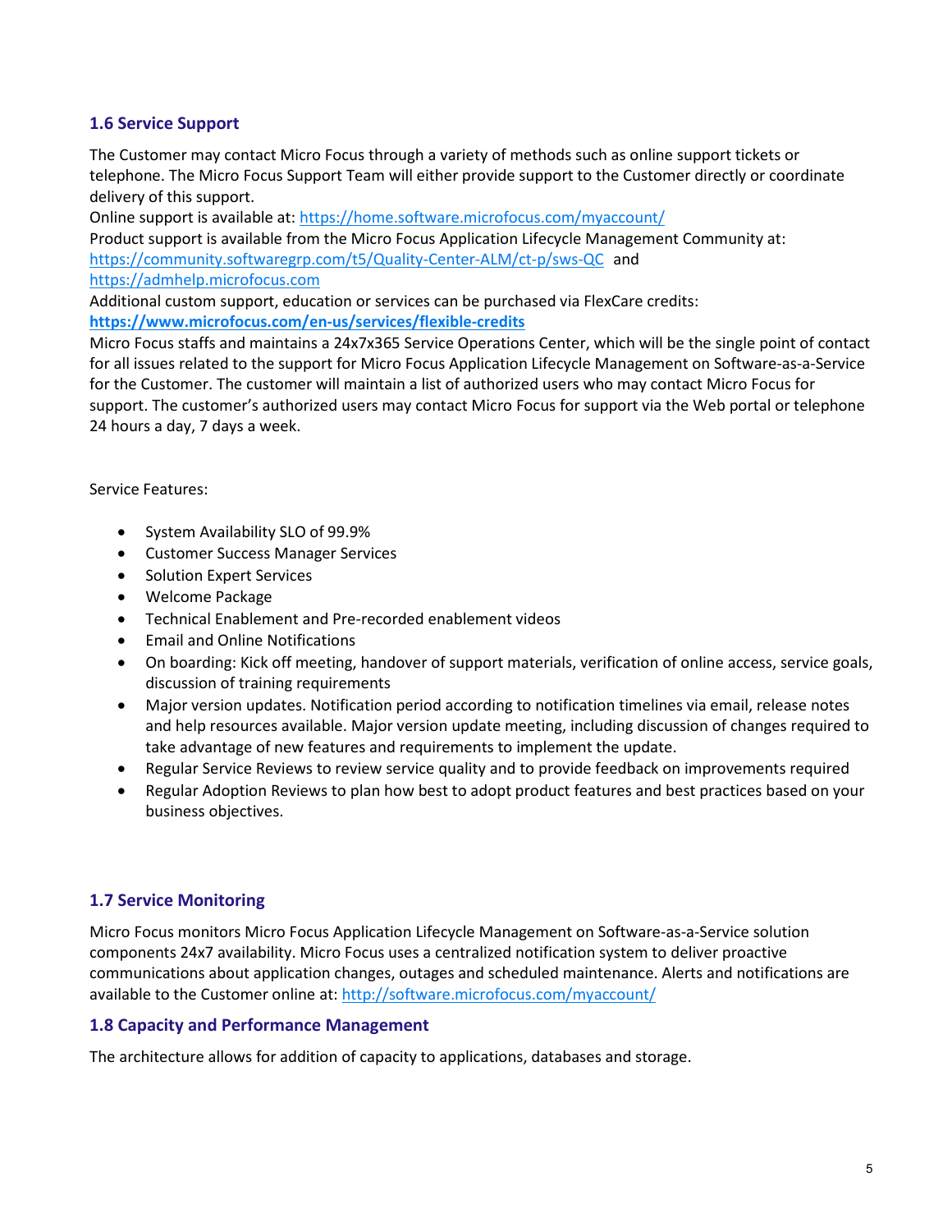## 1.6 Service Support

The Customer may contact Micro Focus through a variety of methods such as online support tickets or telephone. The Micro Focus Support Team will either provide support to the Customer directly or coordinate delivery of this support.

Online support is available at: https://home.software.microfocus.com/myaccount/

Product support is available from the Micro Focus Application Lifecycle Management Community at: https://community.softwaregrp.com/t5/Quality-Center-ALM/ct-p/sws-QC and https://admhelp.microfocus.com

Additional custom support, education or services can be purchased via FlexCare credits: **https://www.microfocus.com/en-us/services/flexible-credits**

Micro Focus staffs and maintains a 24x7x365 Service Operations Center, which will be the single point of contact for all issues related to the support for Micro Focus Application Lifecycle Management on Software-as-a-Service for the Customer. The customer will maintain a list of authorized users who may contact Micro Focus for support. The customer's authorized users may contact Micro Focus for support via the Web portal or telephone 24 hours a day, 7 days a week.

Service Features:

- System Availability SLO of 99.9%
- Customer Success Manager Services
- Solution Expert Services
- Welcome Package
- Technical Enablement and Pre-recorded enablement videos
- Email and Online Notifications
- On boarding: Kick off meeting, handover of support materials, verification of online access, service goals, discussion of training requirements
- Major version updates. Notification period according to notification timelines via email, release notes and help resources available. Major version update meeting, including discussion of changes required to take advantage of new features and requirements to implement the update.
- Regular Service Reviews to review service quality and to provide feedback on improvements required
- Regular Adoption Reviews to plan how best to adopt product features and best practices based on your business objectives.

## 1.7 Service Monitoring

Micro Focus monitors Micro Focus Application Lifecycle Management on Software-as-a-Service solution components 24x7 availability. Micro Focus uses a centralized notification system to deliver proactive communications about application changes, outages and scheduled maintenance. Alerts and notifications are available to the Customer online at: http://software.microfocus.com/myaccount/

## 1.8 Capacity and Performance Management

The architecture allows for addition of capacity to applications, databases and storage.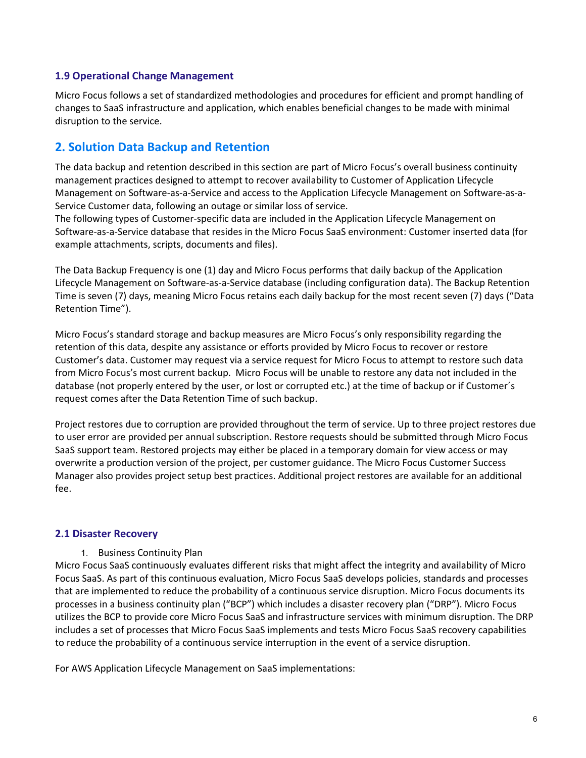### 1.9 Operational Change Management

Micro Focus follows a set of standardized methodologies and procedures for efficient and prompt handling of changes to SaaS infrastructure and application, which enables beneficial changes to be made with minimal disruption to the service.

## 2. Solution Data Backup and Retention

The data backup and retention described in this section are part of Micro Focus's overall business continuity management practices designed to attempt to recover availability to Customer of Application Lifecycle Management on Software-as-a-Service and access to the Application Lifecycle Management on Software-as-a-Service Customer data, following an outage or similar loss of service.
The following types of Customer-specific data are included in the Application Lifecycle Management on Software-as-a-Service database that resides in the Micro Focus SaaS environment: Customer inserted data (for example attachments, scripts, documents and files).

The Data Backup Frequency is one (1) day and Micro Focus performs that daily backup of the Application Lifecycle Management on Software-as-a-Service database (including configuration data). The Backup Retention Time is seven (7) days, meaning Micro Focus retains each daily backup for the most recent seven (7) days ("Data Retention Time").

Micro Focus's standard storage and backup measures are Micro Focus's only responsibility regarding the retention of this data, despite any assistance or efforts provided by Micro Focus to recover or restore Customer's data. Customer may request via a service request for Micro Focus to attempt to restore such data from Micro Focus's most current backup. Micro Focus will be unable to restore any data not included in the database (not properly entered by the user, or lost or corrupted etc.) at the time of backup or if Customer´s request comes after the Data Retention Time of such backup.

Project restores due to corruption are provided throughout the term of service. Up to three project restores due to user error are provided per annual subscription. Restore requests should be submitted through Micro Focus SaaS support team. Restored projects may either be placed in a temporary domain for view access or may overwrite a production version of the project, per customer guidance. The Micro Focus Customer Success Manager also provides project setup best practices. Additional project restores are available for an additional fee.

### 2.1 Disaster Recovery

1. Business Continuity Plan

Micro Focus SaaS continuously evaluates different risks that might affect the integrity and availability of Micro Focus SaaS. As part of this continuous evaluation, Micro Focus SaaS develops policies, standards and processes that are implemented to reduce the probability of a continuous service disruption. Micro Focus documents its processes in a business continuity plan ("BCP") which includes a disaster recovery plan ("DRP"). Micro Focus utilizes the BCP to provide core Micro Focus SaaS and infrastructure services with minimum disruption. The DRP includes a set of processes that Micro Focus SaaS implements and tests Micro Focus SaaS recovery capabilities to reduce the probability of a continuous service interruption in the event of a service disruption.

For AWS Application Lifecycle Management on SaaS implementations: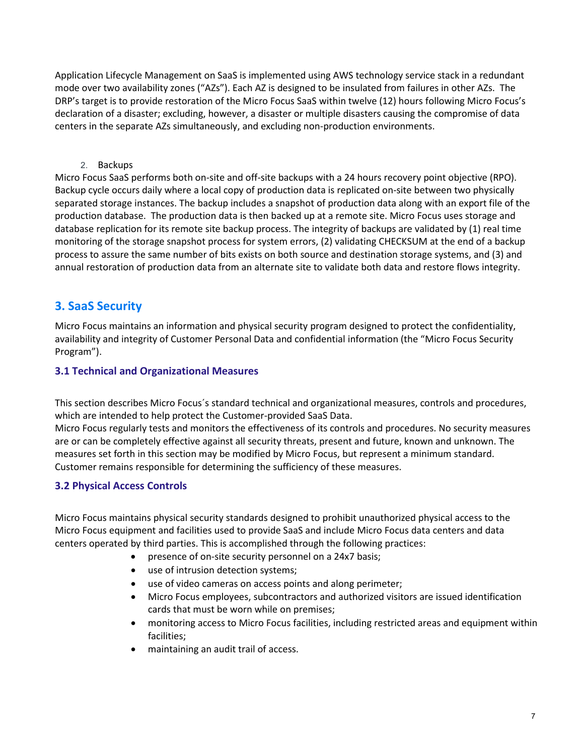Application Lifecycle Management on SaaS is implemented using AWS technology service stack in a redundant mode over two availability zones ("AZs"). Each AZ is designed to be insulated from failures in other AZs. The DRP's target is to provide restoration of the Micro Focus SaaS within twelve (12) hours following Micro Focus's declaration of a disaster; excluding, however, a disaster or multiple disasters causing the compromise of data centers in the separate AZs simultaneously, and excluding non-production environments.

2. Backups

Micro Focus SaaS performs both on-site and off-site backups with a 24 hours recovery point objective (RPO). Backup cycle occurs daily where a local copy of production data is replicated on-site between two physically separated storage instances. The backup includes a snapshot of production data along with an export file of the production database. The production data is then backed up at a remote site. Micro Focus uses storage and database replication for its remote site backup process. The integrity of backups are validated by (1) real time monitoring of the storage snapshot process for system errors, (2) validating CHECKSUM at the end of a backup process to assure the same number of bits exists on both source and destination storage systems, and (3) and annual restoration of production data from an alternate site to validate both data and restore flows integrity.

## 3. SaaS Security

Micro Focus maintains an information and physical security program designed to protect the confidentiality, availability and integrity of Customer Personal Data and confidential information (the "Micro Focus Security Program").

### 3.1 Technical and Organizational Measures

This section describes Micro Focus´s standard technical and organizational measures, controls and procedures, which are intended to help protect the Customer-provided SaaS Data.

Micro Focus regularly tests and monitors the effectiveness of its controls and procedures. No security measures are or can be completely effective against all security threats, present and future, known and unknown. The measures set forth in this section may be modified by Micro Focus, but represent a minimum standard. Customer remains responsible for determining the sufficiency of these measures.

### 3.2 Physical Access Controls

Micro Focus maintains physical security standards designed to prohibit unauthorized physical access to the Micro Focus equipment and facilities used to provide SaaS and include Micro Focus data centers and data centers operated by third parties. This is accomplished through the following practices:

- presence of on-site security personnel on a 24x7 basis;
- use of intrusion detection systems;
- use of video cameras on access points and along perimeter;
- Micro Focus employees, subcontractors and authorized visitors are issued identification cards that must be worn while on premises;
- monitoring access to Micro Focus facilities, including restricted areas and equipment within facilities;
- maintaining an audit trail of access.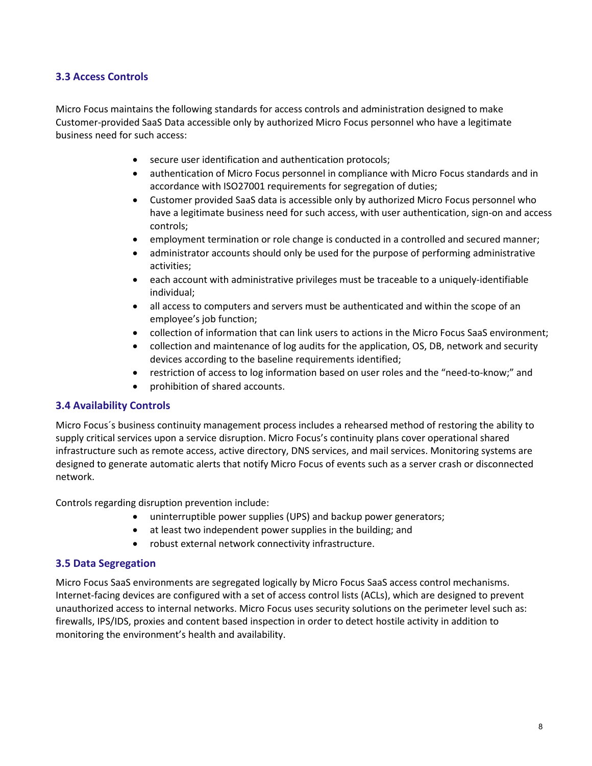### 3.3 Access Controls

Micro Focus maintains the following standards for access controls and administration designed to make Customer-provided SaaS Data accessible only by authorized Micro Focus personnel who have a legitimate business need for such access:

- secure user identification and authentication protocols;
- authentication of Micro Focus personnel in compliance with Micro Focus standards and in accordance with ISO27001 requirements for segregation of duties;
- Customer provided SaaS data is accessible only by authorized Micro Focus personnel who have a legitimate business need for such access, with user authentication, sign-on and access controls;
- employment termination or role change is conducted in a controlled and secured manner;
- administrator accounts should only be used for the purpose of performing administrative activities;
- each account with administrative privileges must be traceable to a uniquely-identifiable individual;
- all access to computers and servers must be authenticated and within the scope of an employee's job function;
- collection of information that can link users to actions in the Micro Focus SaaS environment;
- collection and maintenance of log audits for the application, OS, DB, network and security devices according to the baseline requirements identified;
- restriction of access to log information based on user roles and the "need-to-know;" and
- prohibition of shared accounts.

### 3.4 Availability Controls

Micro Focus´s business continuity management process includes a rehearsed method of restoring the ability to supply critical services upon a service disruption. Micro Focus's continuity plans cover operational shared infrastructure such as remote access, active directory, DNS services, and mail services. Monitoring systems are designed to generate automatic alerts that notify Micro Focus of events such as a server crash or disconnected network.

Controls regarding disruption prevention include:

- uninterruptible power supplies (UPS) and backup power generators;
- at least two independent power supplies in the building; and
- robust external network connectivity infrastructure.

### 3.5 Data Segregation

Micro Focus SaaS environments are segregated logically by Micro Focus SaaS access control mechanisms. Internet-facing devices are configured with a set of access control lists (ACLs), which are designed to prevent unauthorized access to internal networks. Micro Focus uses security solutions on the perimeter level such as: firewalls, IPS/IDS, proxies and content based inspection in order to detect hostile activity in addition to monitoring the environment's health and availability.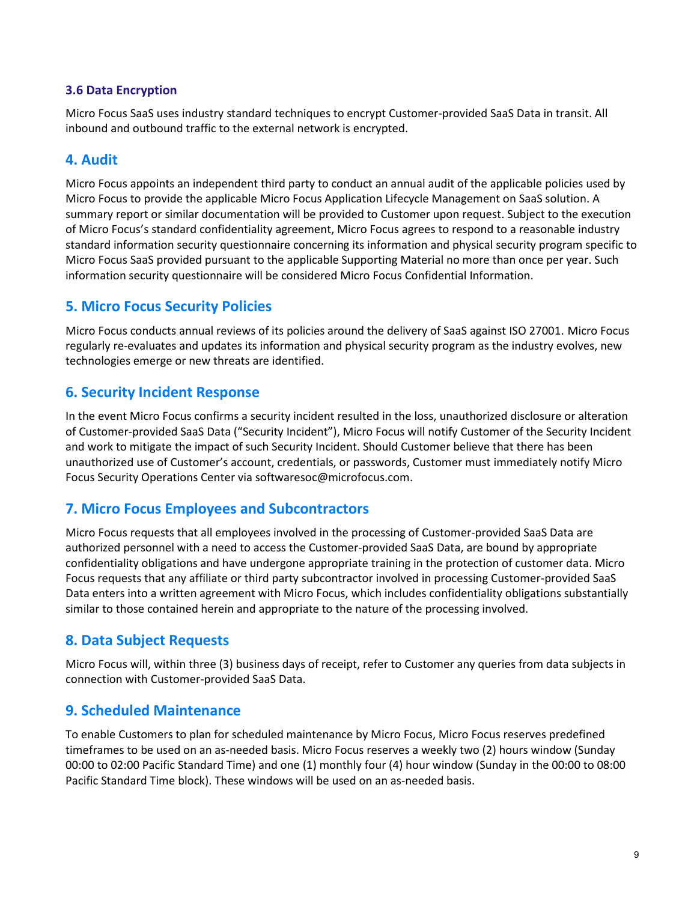### 3.6 Data Encryption

Micro Focus SaaS uses industry standard techniques to encrypt Customer-provided SaaS Data in transit. All inbound and outbound traffic to the external network is encrypted.

## 4. Audit

Micro Focus appoints an independent third party to conduct an annual audit of the applicable policies used by Micro Focus to provide the applicable Micro Focus Application Lifecycle Management on SaaS solution. A summary report or similar documentation will be provided to Customer upon request. Subject to the execution of Micro Focus's standard confidentiality agreement, Micro Focus agrees to respond to a reasonable industry standard information security questionnaire concerning its information and physical security program specific to Micro Focus SaaS provided pursuant to the applicable Supporting Material no more than once per year. Such information security questionnaire will be considered Micro Focus Confidential Information.

## 5. Micro Focus Security Policies

Micro Focus conducts annual reviews of its policies around the delivery of SaaS against ISO 27001. Micro Focus regularly re-evaluates and updates its information and physical security program as the industry evolves, new technologies emerge or new threats are identified.

## 6. Security Incident Response

In the event Micro Focus confirms a security incident resulted in the loss, unauthorized disclosure or alteration of Customer-provided SaaS Data ("Security Incident"), Micro Focus will notify Customer of the Security Incident and work to mitigate the impact of such Security Incident. Should Customer believe that there has been unauthorized use of Customer's account, credentials, or passwords, Customer must immediately notify Micro Focus Security Operations Center via softwaresoc@microfocus.com.

## 7. Micro Focus Employees and Subcontractors

Micro Focus requests that all employees involved in the processing of Customer-provided SaaS Data are authorized personnel with a need to access the Customer-provided SaaS Data, are bound by appropriate confidentiality obligations and have undergone appropriate training in the protection of customer data. Micro Focus requests that any affiliate or third party subcontractor involved in processing Customer-provided SaaS Data enters into a written agreement with Micro Focus, which includes confidentiality obligations substantially similar to those contained herein and appropriate to the nature of the processing involved.

## 8. Data Subject Requests

Micro Focus will, within three (3) business days of receipt, refer to Customer any queries from data subjects in connection with Customer-provided SaaS Data.

## 9. Scheduled Maintenance

To enable Customers to plan for scheduled maintenance by Micro Focus, Micro Focus reserves predefined timeframes to be used on an as-needed basis. Micro Focus reserves a weekly two (2) hours window (Sunday 00:00 to 02:00 Pacific Standard Time) and one (1) monthly four (4) hour window (Sunday in the 00:00 to 08:00 Pacific Standard Time block). These windows will be used on an as-needed basis.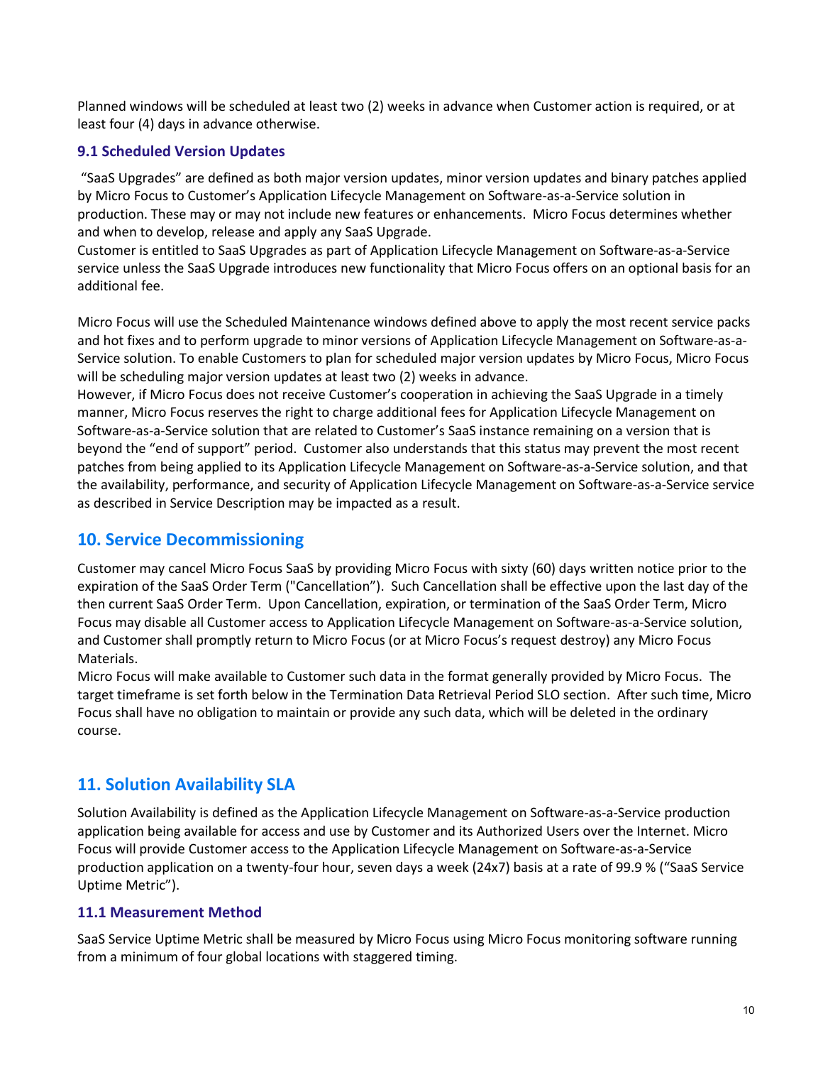Planned windows will be scheduled at least two (2) weeks in advance when Customer action is required, or at least four (4) days in advance otherwise.

### 9.1 Scheduled Version Updates

"SaaS Upgrades" are defined as both major version updates, minor version updates and binary patches applied by Micro Focus to Customer's Application Lifecycle Management on Software-as-a-Service solution in production. These may or may not include new features or enhancements. Micro Focus determines whether and when to develop, release and apply any SaaS Upgrade.
Customer is entitled to SaaS Upgrades as part of Application Lifecycle Management on Software-as-a-Service service unless the SaaS Upgrade introduces new functionality that Micro Focus offers on an optional basis for an additional fee.

Micro Focus will use the Scheduled Maintenance windows defined above to apply the most recent service packs and hot fixes and to perform upgrade to minor versions of Application Lifecycle Management on Software-as-a-Service solution. To enable Customers to plan for scheduled major version updates by Micro Focus, Micro Focus will be scheduling major version updates at least two (2) weeks in advance.
However, if Micro Focus does not receive Customer's cooperation in achieving the SaaS Upgrade in a timely manner, Micro Focus reserves the right to charge additional fees for Application Lifecycle Management on Software-as-a-Service solution that are related to Customer's SaaS instance remaining on a version that is beyond the "end of support" period. Customer also understands that this status may prevent the most recent patches from being applied to its Application Lifecycle Management on Software-as-a-Service solution, and that the availability, performance, and security of Application Lifecycle Management on Software-as-a-Service service as described in Service Description may be impacted as a result.

## 10. Service Decommissioning

Customer may cancel Micro Focus SaaS by providing Micro Focus with sixty (60) days written notice prior to the expiration of the SaaS Order Term ("Cancellation"). Such Cancellation shall be effective upon the last day of the then current SaaS Order Term. Upon Cancellation, expiration, or termination of the SaaS Order Term, Micro Focus may disable all Customer access to Application Lifecycle Management on Software-as-a-Service solution, and Customer shall promptly return to Micro Focus (or at Micro Focus's request destroy) any Micro Focus Materials.
Micro Focus will make available to Customer such data in the format generally provided by Micro Focus. The target timeframe is set forth below in the Termination Data Retrieval Period SLO section. After such time, Micro Focus shall have no obligation to maintain or provide any such data, which will be deleted in the ordinary course.

## 11. Solution Availability SLA

Solution Availability is defined as the Application Lifecycle Management on Software-as-a-Service production application being available for access and use by Customer and its Authorized Users over the Internet. Micro Focus will provide Customer access to the Application Lifecycle Management on Software-as-a-Service production application on a twenty-four hour, seven days a week (24x7) basis at a rate of 99.9 % ("SaaS Service Uptime Metric").

### 11.1 Measurement Method

SaaS Service Uptime Metric shall be measured by Micro Focus using Micro Focus monitoring software running from a minimum of four global locations with staggered timing.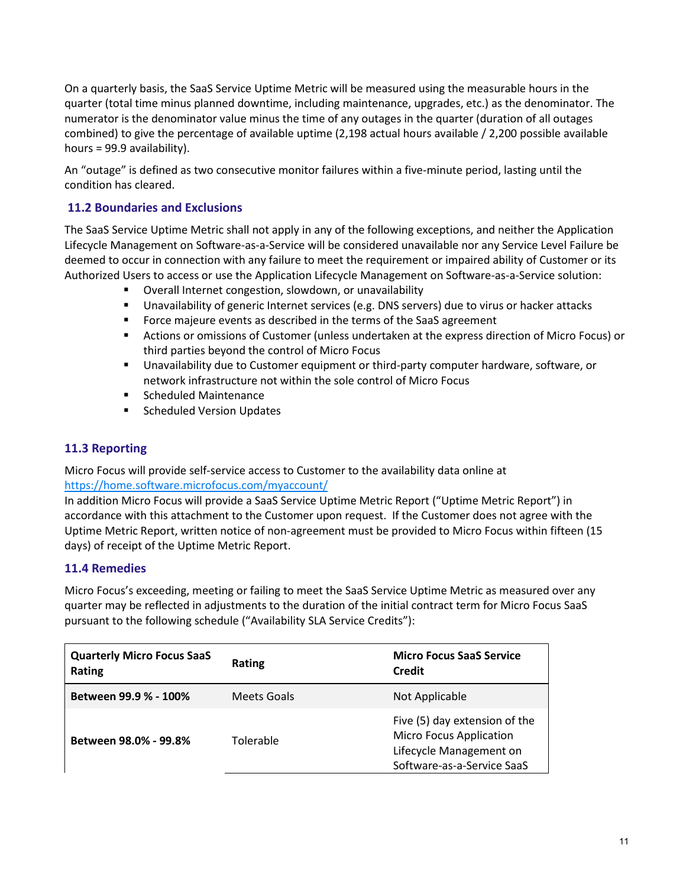On a quarterly basis, the SaaS Service Uptime Metric will be measured using the measurable hours in the quarter (total time minus planned downtime, including maintenance, upgrades, etc.) as the denominator. The numerator is the denominator value minus the time of any outages in the quarter (duration of all outages combined) to give the percentage of available uptime (2,198 actual hours available / 2,200 possible available hours = 99.9 availability).

An "outage" is defined as two consecutive monitor failures within a five-minute period, lasting until the condition has cleared.

### 11.2 Boundaries and Exclusions

The SaaS Service Uptime Metric shall not apply in any of the following exceptions, and neither the Application Lifecycle Management on Software-as-a-Service will be considered unavailable nor any Service Level Failure be deemed to occur in connection with any failure to meet the requirement or impaired ability of Customer or its Authorized Users to access or use the Application Lifecycle Management on Software-as-a-Service solution:

- Overall Internet congestion, slowdown, or unavailability
- Unavailability of generic Internet services (e.g. DNS servers) due to virus or hacker attacks
- Force majeure events as described in the terms of the SaaS agreement
- Actions or omissions of Customer (unless undertaken at the express direction of Micro Focus) or third parties beyond the control of Micro Focus
- Unavailability due to Customer equipment or third-party computer hardware, software, or network infrastructure not within the sole control of Micro Focus
- Scheduled Maintenance
- Scheduled Version Updates

### 11.3 Reporting

Micro Focus will provide self-service access to Customer to the availability data online at https://home.software.microfocus.com/myaccount/
In addition Micro Focus will provide a SaaS Service Uptime Metric Report ("Uptime Metric Report") in accordance with this attachment to the Customer upon request. If the Customer does not agree with the Uptime Metric Report, written notice of non-agreement must be provided to Micro Focus within fifteen (15 days) of receipt of the Uptime Metric Report.

### 11.4 Remedies

Micro Focus's exceeding, meeting or failing to meet the SaaS Service Uptime Metric as measured over any quarter may be reflected in adjustments to the duration of the initial contract term for Micro Focus SaaS pursuant to the following schedule ("Availability SLA Service Credits"):

| Quarterly Micro Focus SaaS Rating | Rating | Micro Focus SaaS Service Credit |
|---|---|---|
| **Between 99.9 % - 100%** | Meets Goals | Not Applicable |
| **Between 98.0% - 99.8%** | Tolerable | Five (5) day extension of the Micro Focus Application Lifecycle Management on Software-as-a-Service SaaS |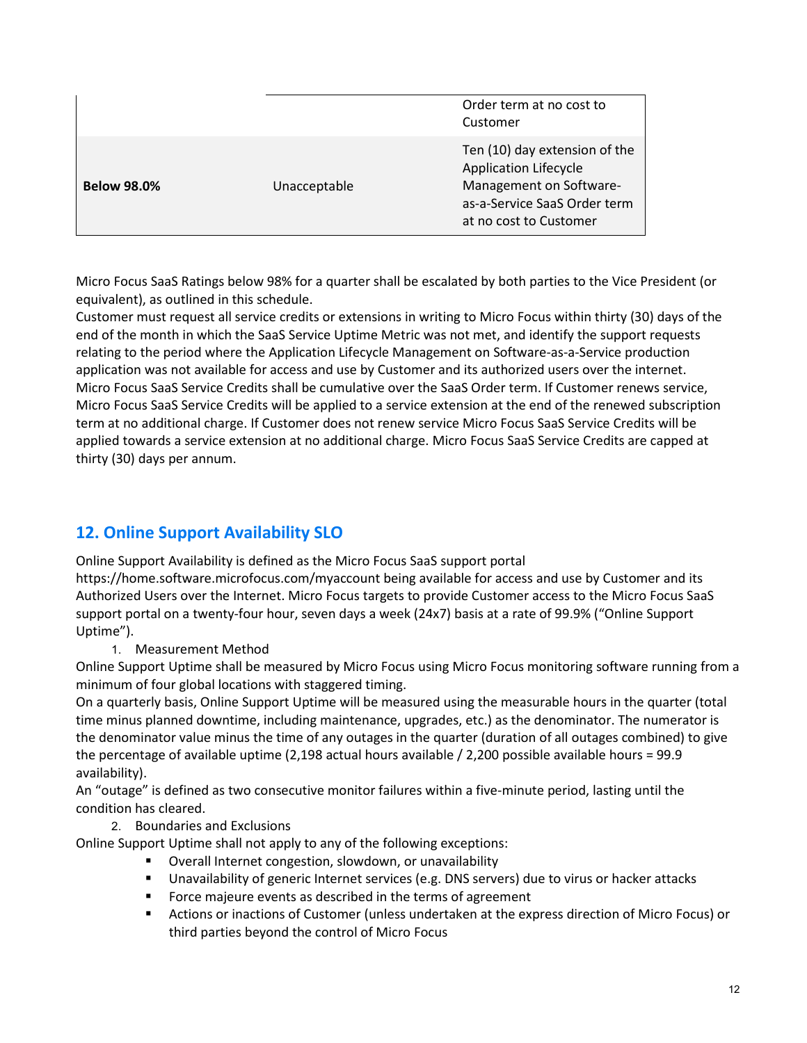| | | |
|---|---|---|
| | | Order term at no cost to Customer |
| **Below 98.0%** | Unacceptable | Ten (10) day extension of the Application Lifecycle Management on Software-as-a-Service SaaS Order term at no cost to Customer |

Micro Focus SaaS Ratings below 98% for a quarter shall be escalated by both parties to the Vice President (or equivalent), as outlined in this schedule.
Customer must request all service credits or extensions in writing to Micro Focus within thirty (30) days of the end of the month in which the SaaS Service Uptime Metric was not met, and identify the support requests relating to the period where the Application Lifecycle Management on Software-as-a-Service production application was not available for access and use by Customer and its authorized users over the internet. Micro Focus SaaS Service Credits shall be cumulative over the SaaS Order term. If Customer renews service, Micro Focus SaaS Service Credits will be applied to a service extension at the end of the renewed subscription term at no additional charge. If Customer does not renew service Micro Focus SaaS Service Credits will be applied towards a service extension at no additional charge. Micro Focus SaaS Service Credits are capped at thirty (30) days per annum.

## 12. Online Support Availability SLO

Online Support Availability is defined as the Micro Focus SaaS support portal https://home.software.microfocus.com/myaccount being available for access and use by Customer and its Authorized Users over the Internet. Micro Focus targets to provide Customer access to the Micro Focus SaaS support portal on a twenty-four hour, seven days a week (24x7) basis at a rate of 99.9% ("Online Support Uptime").

1. Measurement Method

Online Support Uptime shall be measured by Micro Focus using Micro Focus monitoring software running from a minimum of four global locations with staggered timing.
On a quarterly basis, Online Support Uptime will be measured using the measurable hours in the quarter (total time minus planned downtime, including maintenance, upgrades, etc.) as the denominator. The numerator is the denominator value minus the time of any outages in the quarter (duration of all outages combined) to give the percentage of available uptime (2,198 actual hours available / 2,200 possible available hours = 99.9 availability).
An "outage" is defined as two consecutive monitor failures within a five-minute period, lasting until the condition has cleared.

2. Boundaries and Exclusions

Online Support Uptime shall not apply to any of the following exceptions:

- Overall Internet congestion, slowdown, or unavailability
- Unavailability of generic Internet services (e.g. DNS servers) due to virus or hacker attacks
- Force majeure events as described in the terms of agreement
- Actions or inactions of Customer (unless undertaken at the express direction of Micro Focus) or third parties beyond the control of Micro Focus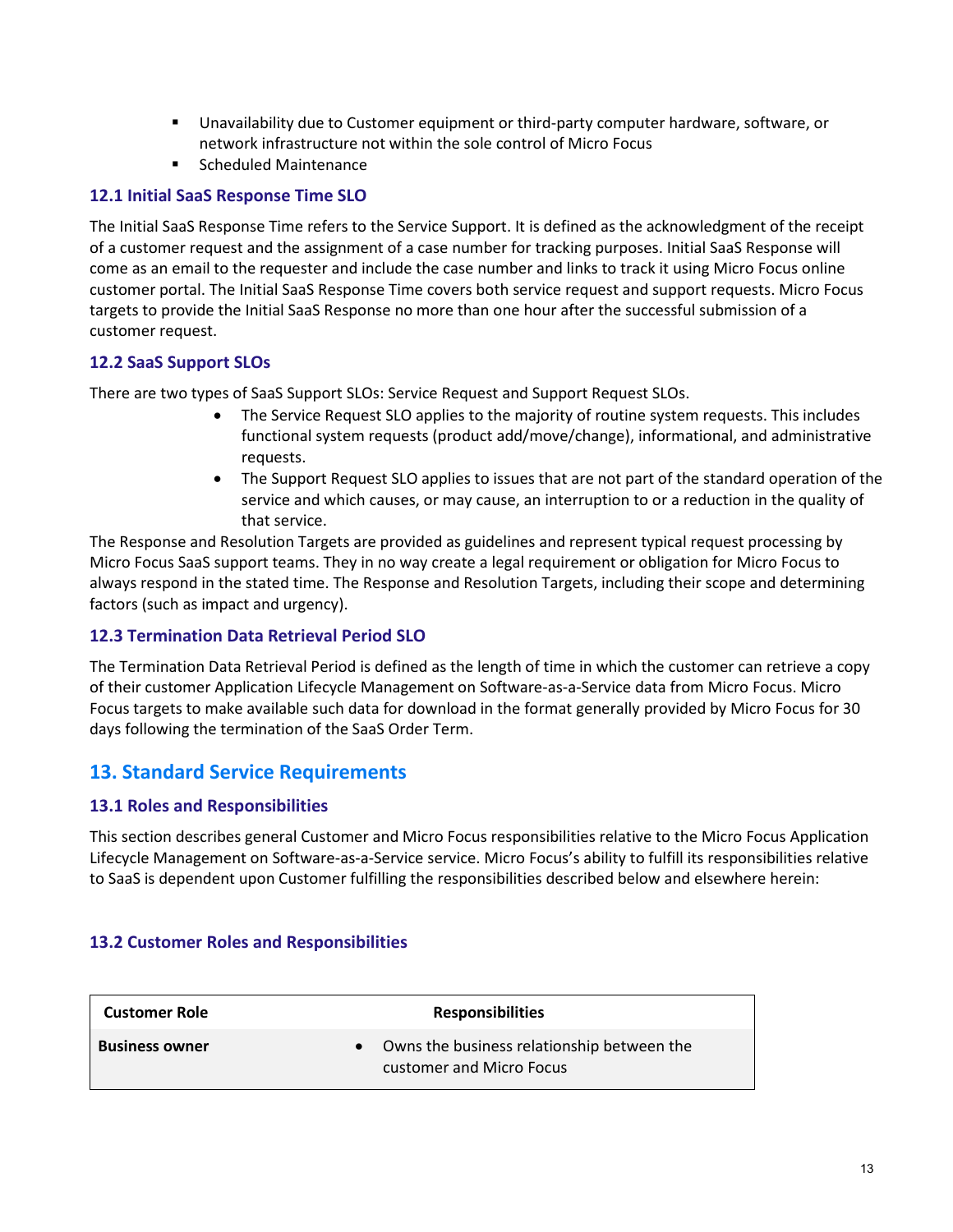- Unavailability due to Customer equipment or third-party computer hardware, software, or network infrastructure not within the sole control of Micro Focus
- Scheduled Maintenance

### 12.1 Initial SaaS Response Time SLO

The Initial SaaS Response Time refers to the Service Support. It is defined as the acknowledgment of the receipt of a customer request and the assignment of a case number for tracking purposes. Initial SaaS Response will come as an email to the requester and include the case number and links to track it using Micro Focus online customer portal. The Initial SaaS Response Time covers both service request and support requests. Micro Focus targets to provide the Initial SaaS Response no more than one hour after the successful submission of a customer request.

### 12.2 SaaS Support SLOs

There are two types of SaaS Support SLOs: Service Request and Support Request SLOs.

- The Service Request SLO applies to the majority of routine system requests. This includes functional system requests (product add/move/change), informational, and administrative requests.
- The Support Request SLO applies to issues that are not part of the standard operation of the service and which causes, or may cause, an interruption to or a reduction in the quality of that service.

The Response and Resolution Targets are provided as guidelines and represent typical request processing by Micro Focus SaaS support teams. They in no way create a legal requirement or obligation for Micro Focus to always respond in the stated time. The Response and Resolution Targets, including their scope and determining factors (such as impact and urgency).

### 12.3 Termination Data Retrieval Period SLO

The Termination Data Retrieval Period is defined as the length of time in which the customer can retrieve a copy of their customer Application Lifecycle Management on Software-as-a-Service data from Micro Focus. Micro Focus targets to make available such data for download in the format generally provided by Micro Focus for 30 days following the termination of the SaaS Order Term.

## 13. Standard Service Requirements

### 13.1 Roles and Responsibilities

This section describes general Customer and Micro Focus responsibilities relative to the Micro Focus Application Lifecycle Management on Software-as-a-Service service. Micro Focus's ability to fulfill its responsibilities relative to SaaS is dependent upon Customer fulfilling the responsibilities described below and elsewhere herein:

### 13.2 Customer Roles and Responsibilities

| Customer Role | Responsibilities |
|---|---|
| **Business owner** | • Owns the business relationship between the customer and Micro Focus |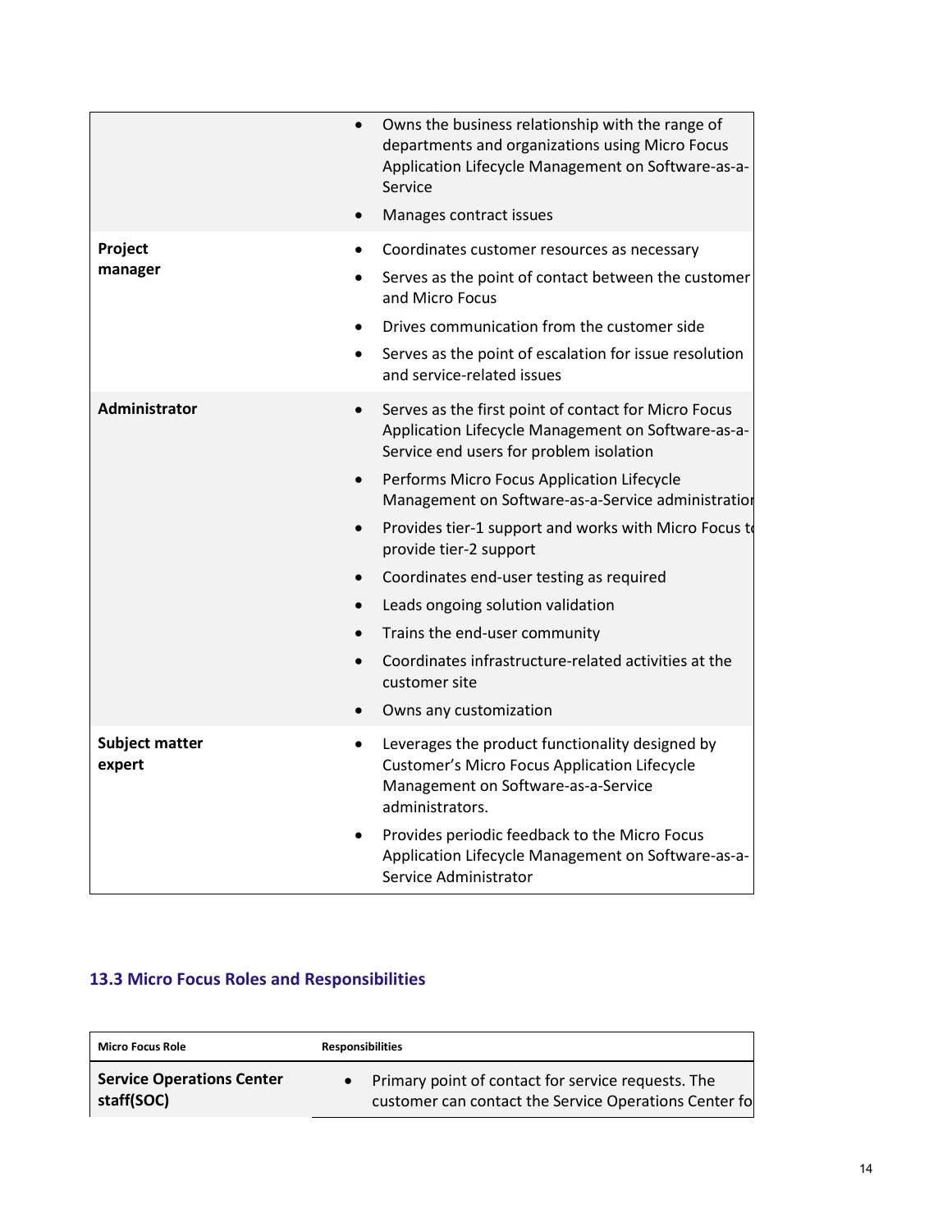| | |
|---|---|
| | • Owns the business relationship with the range of departments and organizations using Micro Focus Application Lifecycle Management on Software-as-a-Service<br>• Manages contract issues |
| **Project manager** | • Coordinates customer resources as necessary<br>• Serves as the point of contact between the customer and Micro Focus<br>• Drives communication from the customer side<br>• Serves as the point of escalation for issue resolution and service-related issues |
| **Administrator** | • Serves as the first point of contact for Micro Focus Application Lifecycle Management on Software-as-a-Service end users for problem isolation<br>• Performs Micro Focus Application Lifecycle Management on Software-as-a-Service administratior<br>• Provides tier-1 support and works with Micro Focus to provide tier-2 support<br>• Coordinates end-user testing as required<br>• Leads ongoing solution validation<br>• Trains the end-user community<br>• Coordinates infrastructure-related activities at the customer site<br>• Owns any customization |
| **Subject matter expert** | • Leverages the product functionality designed by Customer's Micro Focus Application Lifecycle Management on Software-as-a-Service administrators.<br>• Provides periodic feedback to the Micro Focus Application Lifecycle Management on Software-as-a-Service Administrator |

### 13.3 Micro Focus Roles and Responsibilities

| Micro Focus Role | Responsibilities |
|---|---|
| **Service Operations Center staff(SOC)** | • Primary point of contact for service requests. The customer can contact the Service Operations Center fo |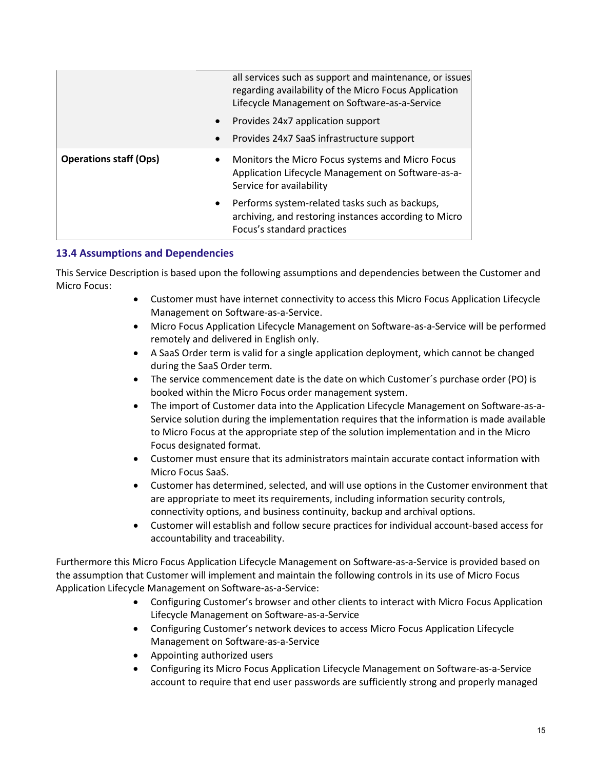| | |
|---|---|
| | all services such as support and maintenance, or issues regarding availability of the Micro Focus Application Lifecycle Management on Software-as-a-Service<br>• Provides 24x7 application support<br>• Provides 24x7 SaaS infrastructure support |
| **Operations staff (Ops)** | • Monitors the Micro Focus systems and Micro Focus Application Lifecycle Management on Software-as-a-Service for availability<br>• Performs system-related tasks such as backups, archiving, and restoring instances according to Micro Focus's standard practices |

### 13.4 Assumptions and Dependencies

This Service Description is based upon the following assumptions and dependencies between the Customer and Micro Focus:

- Customer must have internet connectivity to access this Micro Focus Application Lifecycle Management on Software-as-a-Service.
- Micro Focus Application Lifecycle Management on Software-as-a-Service will be performed remotely and delivered in English only.
- A SaaS Order term is valid for a single application deployment, which cannot be changed during the SaaS Order term.
- The service commencement date is the date on which Customer´s purchase order (PO) is booked within the Micro Focus order management system.
- The import of Customer data into the Application Lifecycle Management on Software-as-a-Service solution during the implementation requires that the information is made available to Micro Focus at the appropriate step of the solution implementation and in the Micro Focus designated format.
- Customer must ensure that its administrators maintain accurate contact information with Micro Focus SaaS.
- Customer has determined, selected, and will use options in the Customer environment that are appropriate to meet its requirements, including information security controls, connectivity options, and business continuity, backup and archival options.
- Customer will establish and follow secure practices for individual account-based access for accountability and traceability.

Furthermore this Micro Focus Application Lifecycle Management on Software-as-a-Service is provided based on the assumption that Customer will implement and maintain the following controls in its use of Micro Focus Application Lifecycle Management on Software-as-a-Service:

- Configuring Customer's browser and other clients to interact with Micro Focus Application Lifecycle Management on Software-as-a-Service
- Configuring Customer's network devices to access Micro Focus Application Lifecycle Management on Software-as-a-Service
- Appointing authorized users
- Configuring its Micro Focus Application Lifecycle Management on Software-as-a-Service account to require that end user passwords are sufficiently strong and properly managed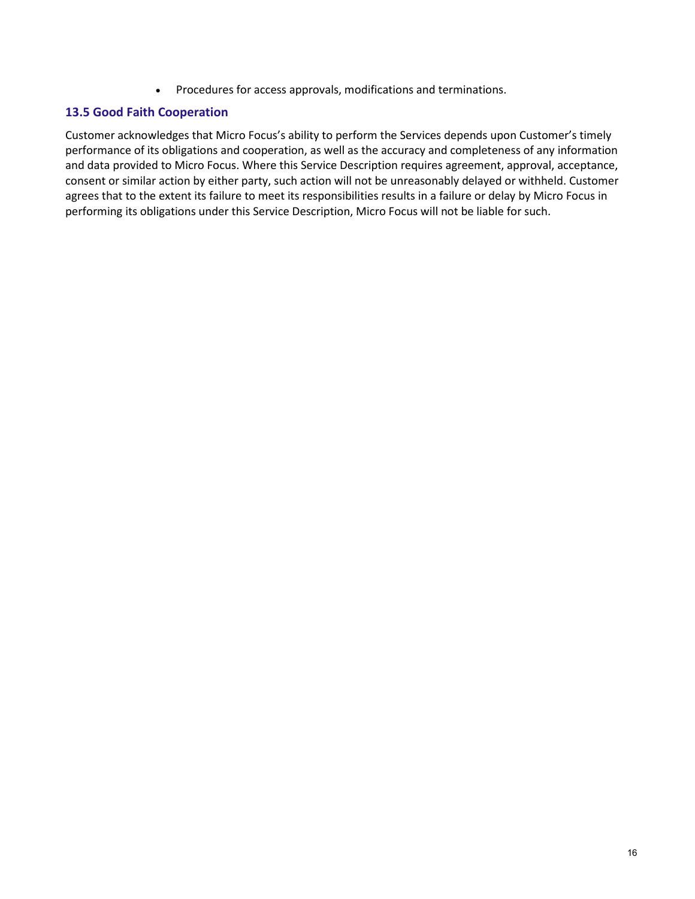- Procedures for access approvals, modifications and terminations.

### 13.5 Good Faith Cooperation

Customer acknowledges that Micro Focus's ability to perform the Services depends upon Customer's timely performance of its obligations and cooperation, as well as the accuracy and completeness of any information and data provided to Micro Focus. Where this Service Description requires agreement, approval, acceptance, consent or similar action by either party, such action will not be unreasonably delayed or withheld. Customer agrees that to the extent its failure to meet its responsibilities results in a failure or delay by Micro Focus in performing its obligations under this Service Description, Micro Focus will not be liable for such.